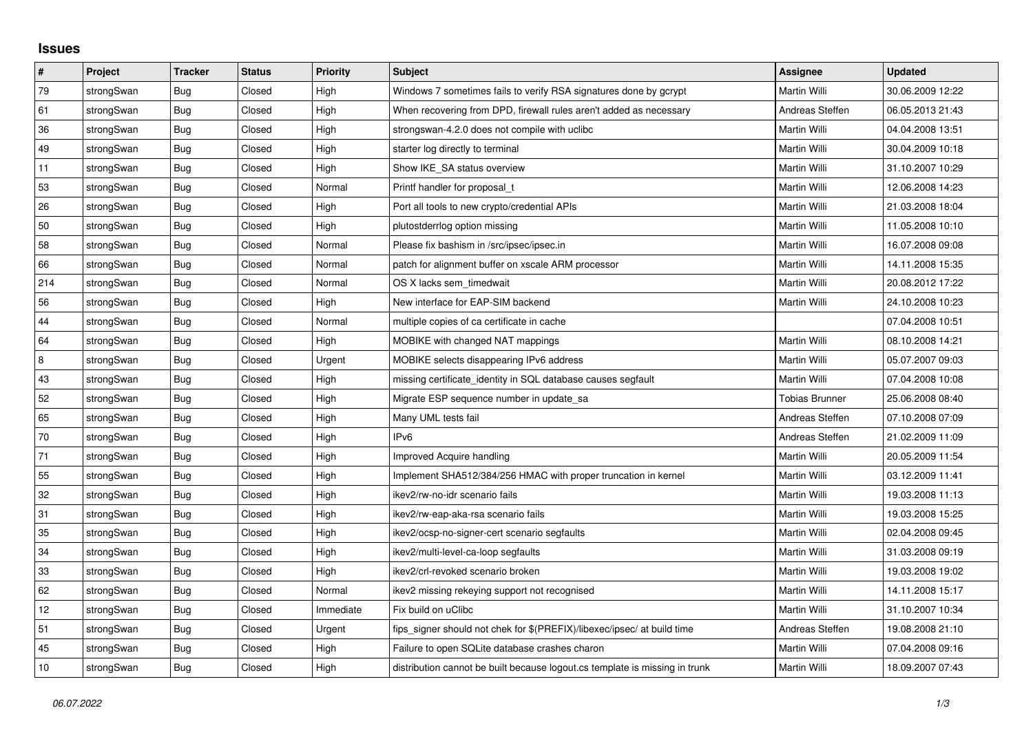## Issues

| # | Project | Tracker | Status | Priority | Subject | Assignee | Updated |
|---|---|---|---|---|---|---|---|
| 79 | strongSwan | Bug | Closed | High | Windows 7 sometimes fails to verify RSA signatures done by gcrypt | Martin Willi | 30.06.2009 12:22 |
| 61 | strongSwan | Bug | Closed | High | When recovering from DPD, firewall rules aren't added as necessary | Andreas Steffen | 06.05.2013 21:43 |
| 36 | strongSwan | Bug | Closed | High | strongswan-4.2.0 does not compile with uclibc | Martin Willi | 04.04.2008 13:51 |
| 49 | strongSwan | Bug | Closed | High | starter log directly to terminal | Martin Willi | 30.04.2009 10:18 |
| 11 | strongSwan | Bug | Closed | High | Show IKE_SA status overview | Martin Willi | 31.10.2007 10:29 |
| 53 | strongSwan | Bug | Closed | Normal | Printf handler for proposal_t | Martin Willi | 12.06.2008 14:23 |
| 26 | strongSwan | Bug | Closed | High | Port all tools to new crypto/credential APIs | Martin Willi | 21.03.2008 18:04 |
| 50 | strongSwan | Bug | Closed | High | plutostderrlog option missing | Martin Willi | 11.05.2008 10:10 |
| 58 | strongSwan | Bug | Closed | Normal | Please fix bashism in /src/ipsec/ipsec.in | Martin Willi | 16.07.2008 09:08 |
| 66 | strongSwan | Bug | Closed | Normal | patch for alignment buffer on xscale ARM processor | Martin Willi | 14.11.2008 15:35 |
| 214 | strongSwan | Bug | Closed | Normal | OS X lacks sem_timedwait | Martin Willi | 20.08.2012 17:22 |
| 56 | strongSwan | Bug | Closed | High | New interface for EAP-SIM backend | Martin Willi | 24.10.2008 10:23 |
| 44 | strongSwan | Bug | Closed | Normal | multiple copies of ca certificate in cache | | 07.04.2008 10:51 |
| 64 | strongSwan | Bug | Closed | High | MOBIKE with changed NAT mappings | Martin Willi | 08.10.2008 14:21 |
| 8 | strongSwan | Bug | Closed | Urgent | MOBIKE selects disappearing IPv6 address | Martin Willi | 05.07.2007 09:03 |
| 43 | strongSwan | Bug | Closed | High | missing certificate_identity in SQL database causes segfault | Martin Willi | 07.04.2008 10:08 |
| 52 | strongSwan | Bug | Closed | High | Migrate ESP sequence number in update_sa | Tobias Brunner | 25.06.2008 08:40 |
| 65 | strongSwan | Bug | Closed | High | Many UML tests fail | Andreas Steffen | 07.10.2008 07:09 |
| 70 | strongSwan | Bug | Closed | High | IPv6 | Andreas Steffen | 21.02.2009 11:09 |
| 71 | strongSwan | Bug | Closed | High | Improved Acquire handling | Martin Willi | 20.05.2009 11:54 |
| 55 | strongSwan | Bug | Closed | High | Implement SHA512/384/256 HMAC with proper truncation in kernel | Martin Willi | 03.12.2009 11:41 |
| 32 | strongSwan | Bug | Closed | High | ikev2/rw-no-idr scenario fails | Martin Willi | 19.03.2008 11:13 |
| 31 | strongSwan | Bug | Closed | High | ikev2/rw-eap-aka-rsa scenario fails | Martin Willi | 19.03.2008 15:25 |
| 35 | strongSwan | Bug | Closed | High | ikev2/ocsp-no-signer-cert scenario segfaults | Martin Willi | 02.04.2008 09:45 |
| 34 | strongSwan | Bug | Closed | High | ikev2/multi-level-ca-loop segfaults | Martin Willi | 31.03.2008 09:19 |
| 33 | strongSwan | Bug | Closed | High | ikev2/crl-revoked scenario broken | Martin Willi | 19.03.2008 19:02 |
| 62 | strongSwan | Bug | Closed | Normal | ikev2 missing rekeying support not recognised | Martin Willi | 14.11.2008 15:17 |
| 12 | strongSwan | Bug | Closed | Immediate | Fix build on uClibc | Martin Willi | 31.10.2007 10:34 |
| 51 | strongSwan | Bug | Closed | Urgent | fips_signer should not chek for $(PREFIX)/libexec/ipsec/ at build time | Andreas Steffen | 19.08.2008 21:10 |
| 45 | strongSwan | Bug | Closed | High | Failure to open SQLite database crashes charon | Martin Willi | 07.04.2008 09:16 |
| 10 | strongSwan | Bug | Closed | High | distribution cannot be built because logout.cs template is missing in trunk | Martin Willi | 18.09.2007 07:43 |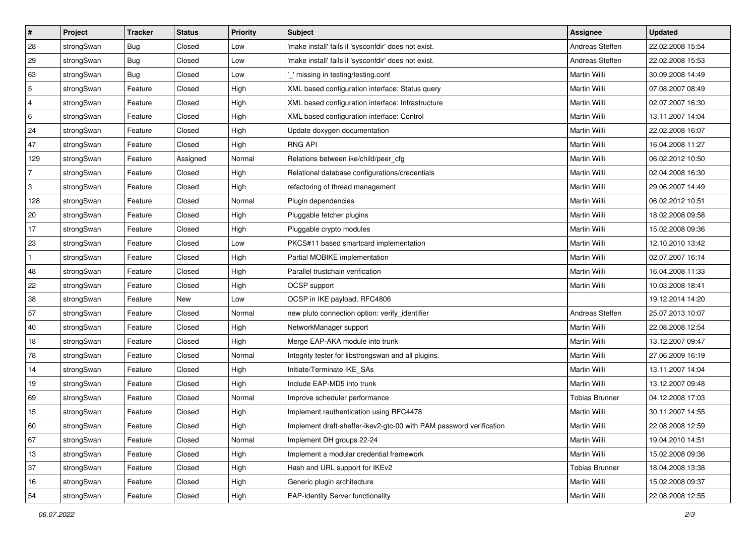| # | Project | Tracker | Status | Priority | Subject | Assignee | Updated |
|---|---|---|---|---|---|---|---|
| 28 | strongSwan | Bug | Closed | Low | 'make install' fails if 'sysconfdir' does not exist. | Andreas Steffen | 22.02.2008 15:54 |
| 29 | strongSwan | Bug | Closed | Low | 'make install' fails if 'sysconfdir' does not exist. | Andreas Steffen | 22.02.2008 15:53 |
| 63 | strongSwan | Bug | Closed | Low | '_' missing in testing/testing.conf | Martin Willi | 30.09.2008 14:49 |
| 5 | strongSwan | Feature | Closed | High | XML based configuration interface: Status query | Martin Willi | 07.08.2007 08:49 |
| 4 | strongSwan | Feature | Closed | High | XML based configuration interface: Infrastructure | Martin Willi | 02.07.2007 16:30 |
| 6 | strongSwan | Feature | Closed | High | XML based configuration interface: Control | Martin Willi | 13.11.2007 14:04 |
| 24 | strongSwan | Feature | Closed | High | Update doxygen documentation | Martin Willi | 22.02.2008 16:07 |
| 47 | strongSwan | Feature | Closed | High | RNG API | Martin Willi | 16.04.2008 11:27 |
| 129 | strongSwan | Feature | Assigned | Normal | Relations between ike/child/peer_cfg | Martin Willi | 06.02.2012 10:50 |
| 7 | strongSwan | Feature | Closed | High | Relational database configurations/credentials | Martin Willi | 02.04.2008 16:30 |
| 3 | strongSwan | Feature | Closed | High | refactoring of thread management | Martin Willi | 29.06.2007 14:49 |
| 128 | strongSwan | Feature | Closed | Normal | Plugin dependencies | Martin Willi | 06.02.2012 10:51 |
| 20 | strongSwan | Feature | Closed | High | Pluggable fetcher plugins | Martin Willi | 18.02.2008 09:58 |
| 17 | strongSwan | Feature | Closed | High | Pluggable crypto modules | Martin Willi | 15.02.2008 09:36 |
| 23 | strongSwan | Feature | Closed | Low | PKCS#11 based smartcard implementation | Martin Willi | 12.10.2010 13:42 |
| 1 | strongSwan | Feature | Closed | High | Partial MOBIKE implementation | Martin Willi | 02.07.2007 16:14 |
| 48 | strongSwan | Feature | Closed | High | Parallel trustchain verification | Martin Willi | 16.04.2008 11:33 |
| 22 | strongSwan | Feature | Closed | High | OCSP support | Martin Willi | 10.03.2008 18:41 |
| 38 | strongSwan | Feature | New | Low | OCSP in IKE payload, RFC4806 | | 19.12.2014 14:20 |
| 57 | strongSwan | Feature | Closed | Normal | new pluto connection option: verify_identifier | Andreas Steffen | 25.07.2013 10:07 |
| 40 | strongSwan | Feature | Closed | High | NetworkManager support | Martin Willi | 22.08.2008 12:54 |
| 18 | strongSwan | Feature | Closed | High | Merge EAP-AKA module into trunk | Martin Willi | 13.12.2007 09:47 |
| 78 | strongSwan | Feature | Closed | Normal | Integrity tester for libstrongswan and all plugins. | Martin Willi | 27.06.2009 16:19 |
| 14 | strongSwan | Feature | Closed | High | Initiate/Terminate IKE_SAs | Martin Willi | 13.11.2007 14:04 |
| 19 | strongSwan | Feature | Closed | High | Include EAP-MD5 into trunk | Martin Willi | 13.12.2007 09:48 |
| 69 | strongSwan | Feature | Closed | Normal | Improve scheduler performance | Tobias Brunner | 04.12.2008 17:03 |
| 15 | strongSwan | Feature | Closed | High | Implement rauthentication using RFC4478 | Martin Willi | 30.11.2007 14:55 |
| 60 | strongSwan | Feature | Closed | High | Implement draft-sheffer-ikev2-gtc-00 with PAM password verification | Martin Willi | 22.08.2008 12:59 |
| 67 | strongSwan | Feature | Closed | Normal | Implement DH groups 22-24 | Martin Willi | 19.04.2010 14:51 |
| 13 | strongSwan | Feature | Closed | High | Implement a modular credential framework | Martin Willi | 15.02.2008 09:36 |
| 37 | strongSwan | Feature | Closed | High | Hash and URL support for IKEv2 | Tobias Brunner | 18.04.2008 13:38 |
| 16 | strongSwan | Feature | Closed | High | Generic plugin architecture | Martin Willi | 15.02.2008 09:37 |
| 54 | strongSwan | Feature | Closed | High | EAP-Identity Server functionality | Martin Willi | 22.08.2008 12:55 |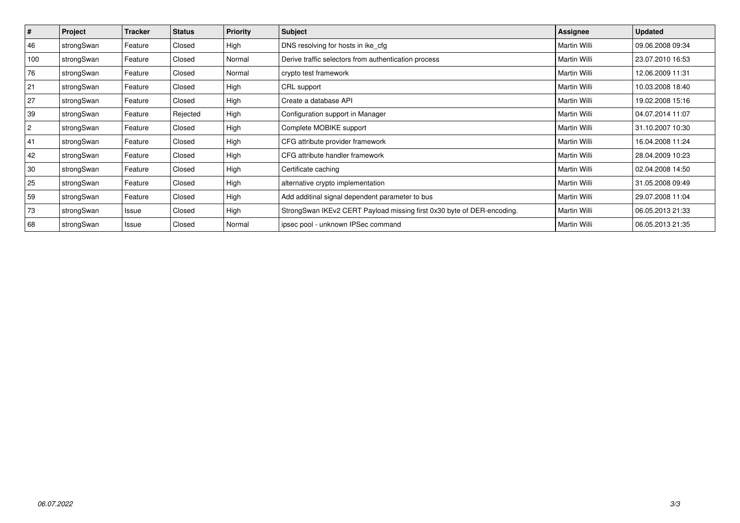| # | Project | Tracker | Status | Priority | Subject | Assignee | Updated |
|---|---|---|---|---|---|---|---|
| 46 | strongSwan | Feature | Closed | High | DNS resolving for hosts in ike_cfg | Martin Willi | 09.06.2008 09:34 |
| 100 | strongSwan | Feature | Closed | Normal | Derive traffic selectors from authentication process | Martin Willi | 23.07.2010 16:53 |
| 76 | strongSwan | Feature | Closed | Normal | crypto test framework | Martin Willi | 12.06.2009 11:31 |
| 21 | strongSwan | Feature | Closed | High | CRL support | Martin Willi | 10.03.2008 18:40 |
| 27 | strongSwan | Feature | Closed | High | Create a database API | Martin Willi | 19.02.2008 15:16 |
| 39 | strongSwan | Feature | Rejected | High | Configuration support in Manager | Martin Willi | 04.07.2014 11:07 |
| 2 | strongSwan | Feature | Closed | High | Complete MOBIKE support | Martin Willi | 31.10.2007 10:30 |
| 41 | strongSwan | Feature | Closed | High | CFG attribute provider framework | Martin Willi | 16.04.2008 11:24 |
| 42 | strongSwan | Feature | Closed | High | CFG attribute handler framework | Martin Willi | 28.04.2009 10:23 |
| 30 | strongSwan | Feature | Closed | High | Certificate caching | Martin Willi | 02.04.2008 14:50 |
| 25 | strongSwan | Feature | Closed | High | alternative crypto implementation | Martin Willi | 31.05.2008 09:49 |
| 59 | strongSwan | Feature | Closed | High | Add additinal signal dependent parameter to bus | Martin Willi | 29.07.2008 11:04 |
| 73 | strongSwan | Issue | Closed | High | StrongSwan IKEv2 CERT Payload missing first 0x30 byte of DER-encoding. | Martin Willi | 06.05.2013 21:33 |
| 68 | strongSwan | Issue | Closed | Normal | ipsec pool - unknown IPSec command | Martin Willi | 06.05.2013 21:35 |